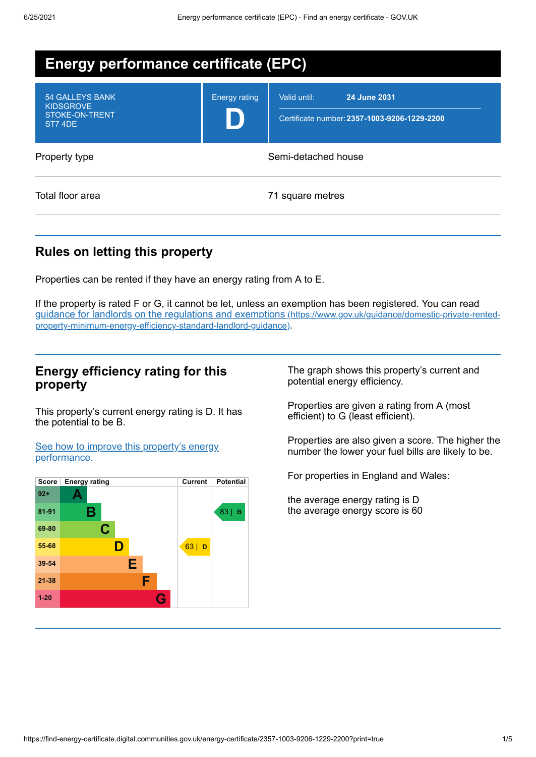# Energy performance certificate (EPC)

| | | |
|---|---|---|
| 54 GALLEYS BANK<br>KIDSGROVE<br>STOKE-ON-TRENT<br>ST7 4DE | Energy rating<br>**D** | Valid until: **24 June 2031**<br>Certificate number: **2357-1003-9206-1229-2200** |

| | |
|---|---|
| Property type | Semi-detached house |
| Total floor area | 71 square metres |

## Rules on letting this property

Properties can be rented if they have an energy rating from A to E.

If the property is rated F or G, it cannot be let, unless an exemption has been registered. You can read guidance for landlords on the regulations and exemptions (https://www.gov.uk/guidance/domestic-private-rented-property-minimum-energy-efficiency-standard-landlord-guidance).

## Energy efficiency rating for this property

This property's current energy rating is D. It has the potential to be B.

See how to improve this property's energy performance.

| Score | Energy rating | Current | Potential |
|---|---|---|---|
| 92+ | A | | |
| 81-91 | B | | 83 \| B |
| 69-80 | C | | |
| 55-68 | D | 63 \| D | |
| 39-54 | E | | |
| 21-38 | F | | |
| 1-20 | G | | |

The graph shows this property's current and potential energy efficiency.

Properties are given a rating from A (most efficient) to G (least efficient).

Properties are also given a score. The higher the number the lower your fuel bills are likely to be.

For properties in England and Wales:

the average energy rating is D
the average energy score is 60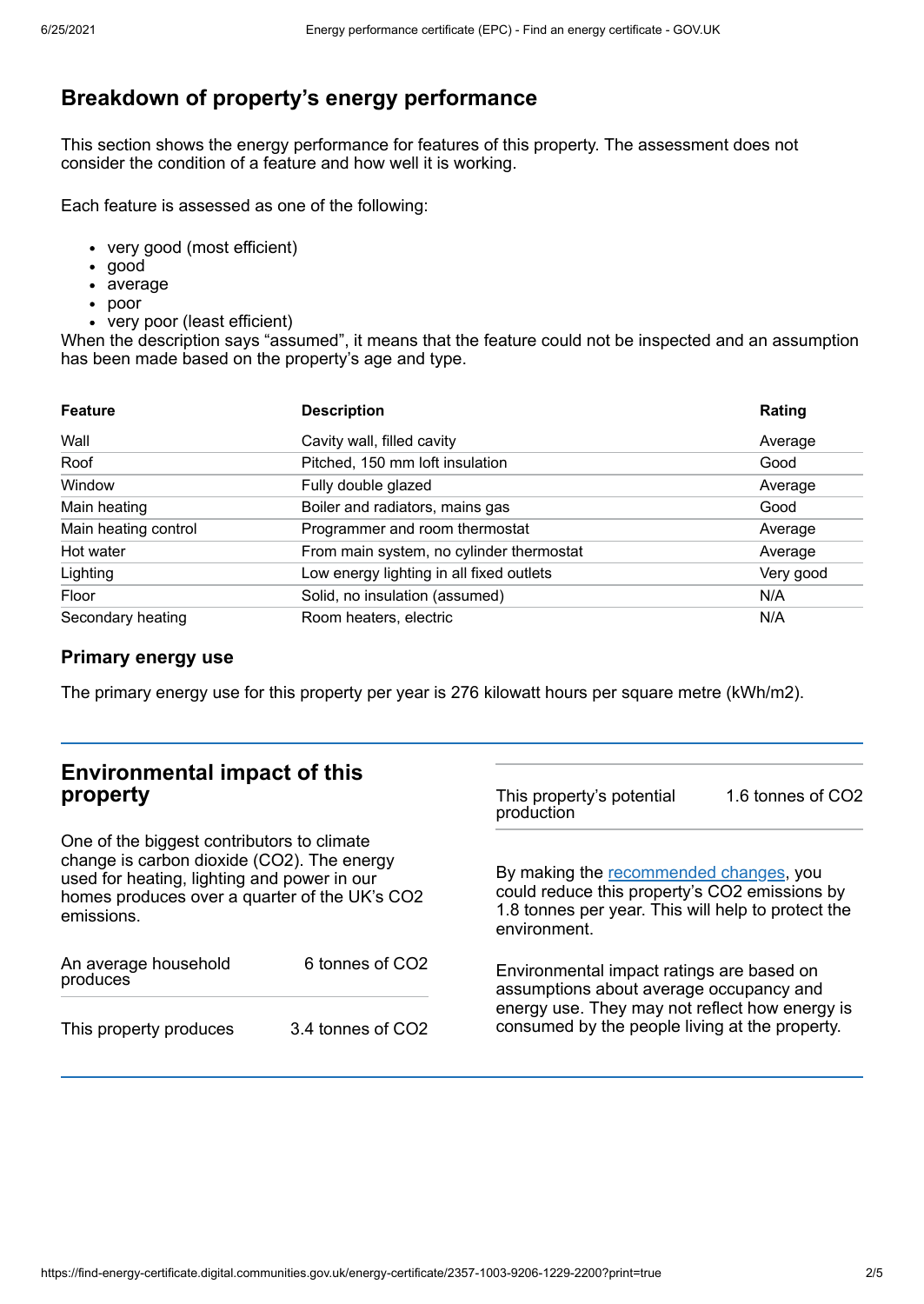## Breakdown of property's energy performance

This section shows the energy performance for features of this property. The assessment does not consider the condition of a feature and how well it is working.

Each feature is assessed as one of the following:

- very good (most efficient)
- good
- average
- poor
- very poor (least efficient)

When the description says "assumed", it means that the feature could not be inspected and an assumption has been made based on the property's age and type.

| Feature | Description | Rating |
|---|---|---|
| Wall | Cavity wall, filled cavity | Average |
| Roof | Pitched, 150 mm loft insulation | Good |
| Window | Fully double glazed | Average |
| Main heating | Boiler and radiators, mains gas | Good |
| Main heating control | Programmer and room thermostat | Average |
| Hot water | From main system, no cylinder thermostat | Average |
| Lighting | Low energy lighting in all fixed outlets | Very good |
| Floor | Solid, no insulation (assumed) | N/A |
| Secondary heating | Room heaters, electric | N/A |

### Primary energy use

The primary energy use for this property per year is 276 kilowatt hours per square metre (kWh/m2).

## Environmental impact of this property

One of the biggest contributors to climate change is carbon dioxide ($CO_2$). The energy used for heating, lighting and power in our homes produces over a quarter of the UK's $CO_2$ emissions.

| | |
|---|---|
| An average household produces | 6 tonnes of $CO_2$ |
| This property produces | 3.4 tonnes of $CO_2$ |
| This property's potential production | 1.6 tonnes of $CO_2$ |

By making the recommended changes, you could reduce this property's $CO_2$ emissions by 1.8 tonnes per year. This will help to protect the environment.

Environmental impact ratings are based on assumptions about average occupancy and energy use. They may not reflect how energy is consumed by the people living at the property.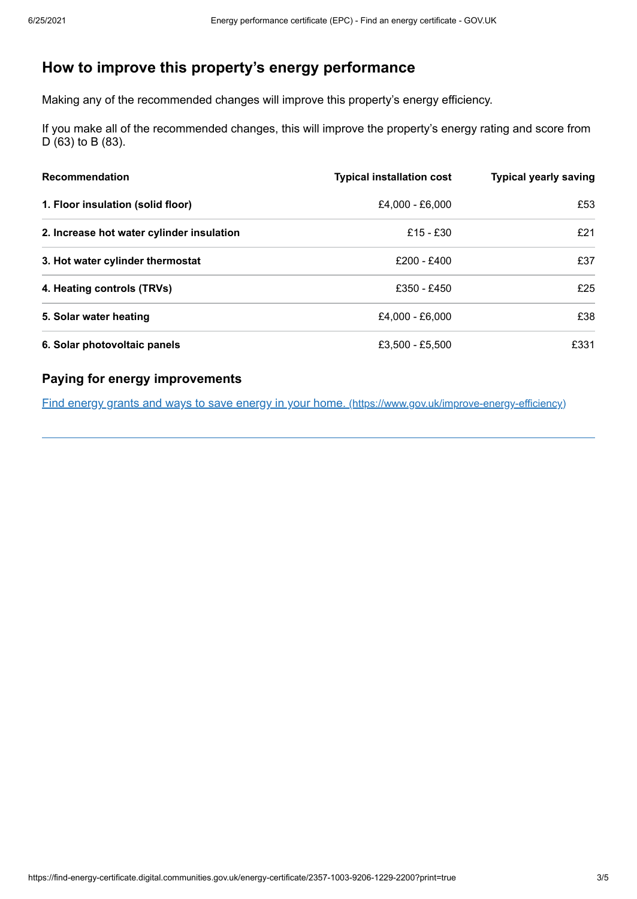## How to improve this property's energy performance

Making any of the recommended changes will improve this property's energy efficiency.

If you make all of the recommended changes, this will improve the property's energy rating and score from D (63) to B (83).

| Recommendation | Typical installation cost | Typical yearly saving |
|---|---|---|
| **1. Floor insulation (solid floor)** | £4,000 - £6,000 | £53 |
| **2. Increase hot water cylinder insulation** | £15 - £30 | £21 |
| **3. Hot water cylinder thermostat** | £200 - £400 | £37 |
| **4. Heating controls (TRVs)** | £350 - £450 | £25 |
| **5. Solar water heating** | £4,000 - £6,000 | £38 |
| **6. Solar photovoltaic panels** | £3,500 - £5,500 | £331 |

### Paying for energy improvements

[Find energy grants and ways to save energy in your home. (https://www.gov.uk/improve-energy-efficiency)](https://www.gov.uk/improve-energy-efficiency)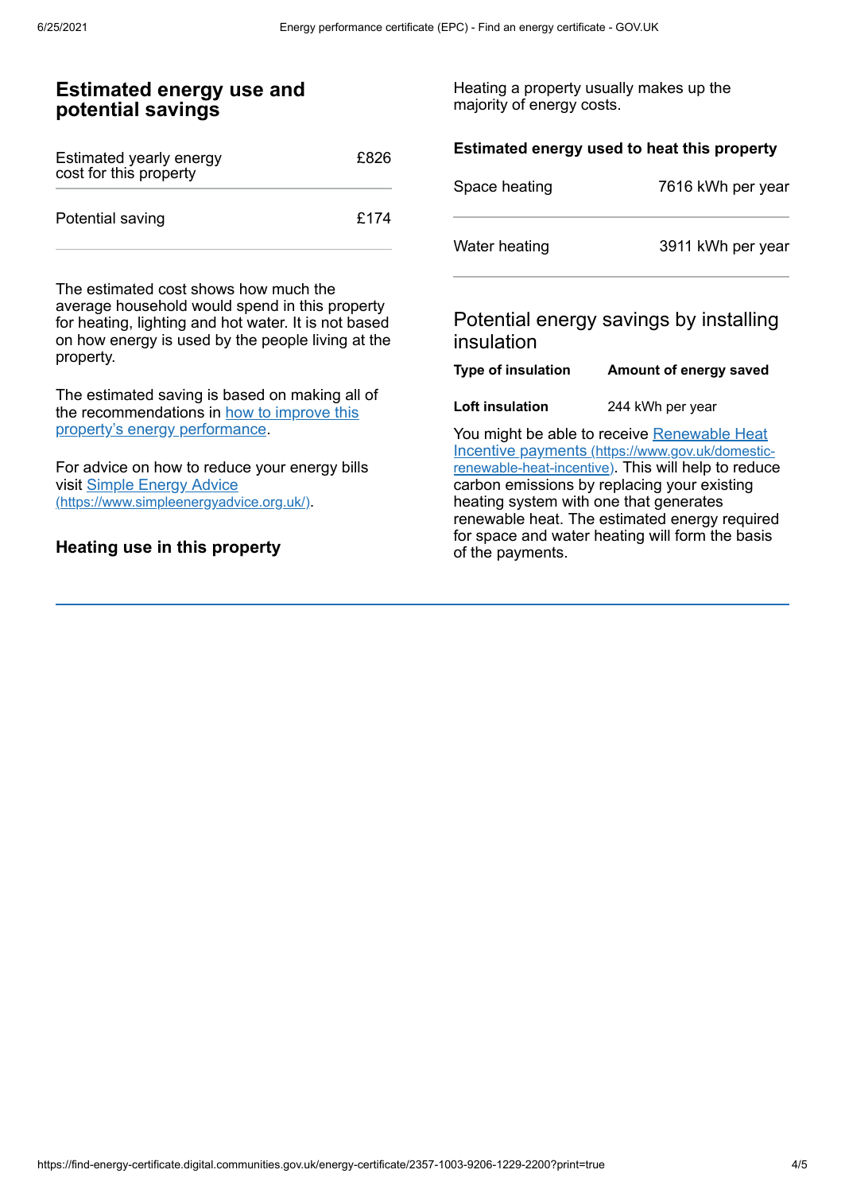## Estimated energy use and potential savings

| Estimated yearly energy cost for this property | £826 |
| --- | --- |
| Potential saving | £174 |

The estimated cost shows how much the average household would spend in this property for heating, lighting and hot water. It is not based on how energy is used by the people living at the property.

The estimated saving is based on making all of the recommendations in [how to improve this property's energy performance](#).

For advice on how to reduce your energy bills visit [Simple Energy Advice (https://www.simpleenergyadvice.org.uk/)](https://www.simpleenergyadvice.org.uk/).

## Heating use in this property

Heating a property usually makes up the majority of energy costs.

### Estimated energy used to heat this property

| Space heating | 7616 kWh per year |
| --- | --- |
| Water heating | 3911 kWh per year |

### Potential energy savings by installing insulation

| Type of insulation | Amount of energy saved |
| --- | --- |
| **Loft insulation** | 244 kWh per year |

You might be able to receive [Renewable Heat Incentive payments (https://www.gov.uk/domestic-renewable-heat-incentive)](https://www.gov.uk/domestic-renewable-heat-incentive). This will help to reduce carbon emissions by replacing your existing heating system with one that generates renewable heat. The estimated energy required for space and water heating will form the basis of the payments.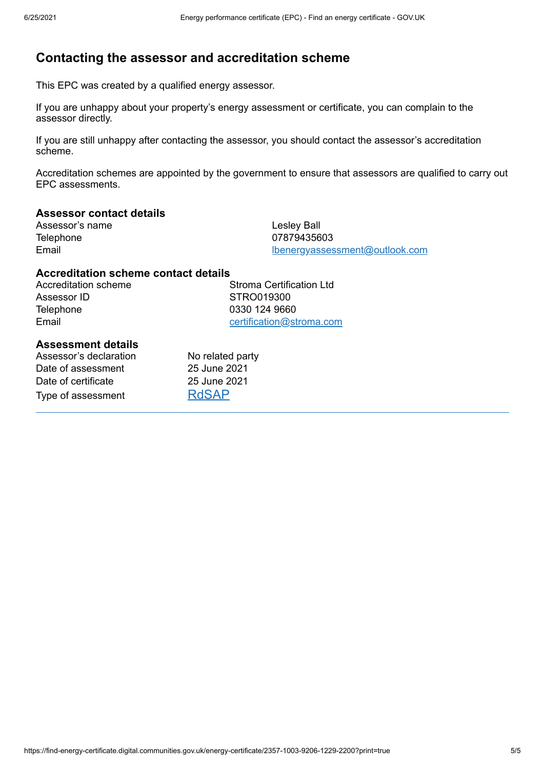## Contacting the assessor and accreditation scheme

This EPC was created by a qualified energy assessor.

If you are unhappy about your property's energy assessment or certificate, you can complain to the assessor directly.

If you are still unhappy after contacting the assessor, you should contact the assessor's accreditation scheme.

Accreditation schemes are appointed by the government to ensure that assessors are qualified to carry out EPC assessments.

### Assessor contact details

| | |
|---|---|
| Assessor's name | Lesley Ball |
| Telephone | 07879435603 |
| Email | lbenergyassessment@outlook.com |

### Accreditation scheme contact details

| | |
|---|---|
| Accreditation scheme | Stroma Certification Ltd |
| Assessor ID | STRO019300 |
| Telephone | 0330 124 9660 |
| Email | certification@stroma.com |

### Assessment details

| | |
|---|---|
| Assessor's declaration | No related party |
| Date of assessment | 25 June 2021 |
| Date of certificate | 25 June 2021 |
| Type of assessment | RdSAP |